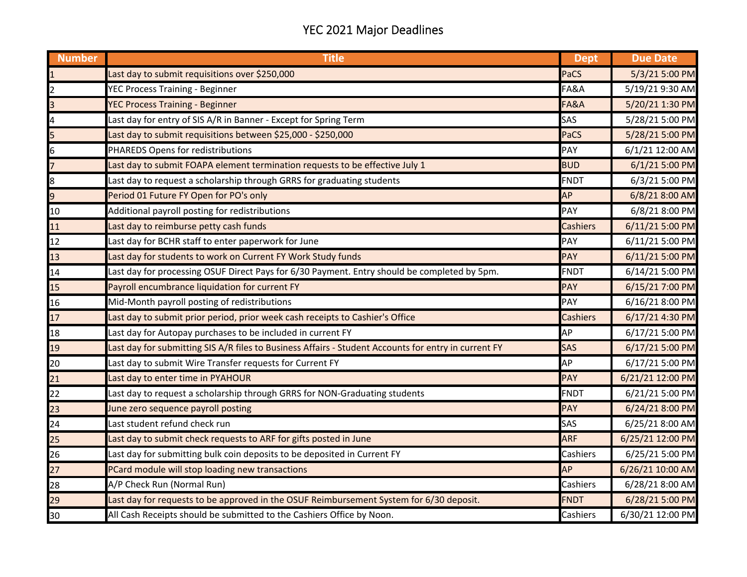# YEC 2021 Major Deadlines

| Number | Title | Dept | Due Date |
|---|---|---|---|
| 1 | Last day to submit requisitions over $250,000 | PaCS | 5/3/21 5:00 PM |
| 2 | YEC Process Training - Beginner | FA&A | 5/19/21 9:30 AM |
| 3 | YEC Process Training - Beginner | FA&A | 5/20/21 1:30 PM |
| 4 | Last day for entry of SIS A/R in Banner - Except for Spring Term | SAS | 5/28/21 5:00 PM |
| 5 | Last day to submit requisitions between $25,000 - $250,000 | PaCS | 5/28/21 5:00 PM |
| 6 | PHAREDS Opens for redistributions | PAY | 6/1/21 12:00 AM |
| 7 | Last day to submit FOAPA element termination requests to be effective July 1 | BUD | 6/1/21 5:00 PM |
| 8 | Last day to request a scholarship through GRRS for graduating students | FNDT | 6/3/21 5:00 PM |
| 9 | Period 01 Future FY Open for PO's only | AP | 6/8/21 8:00 AM |
| 10 | Additional payroll posting for redistributions | PAY | 6/8/21 8:00 PM |
| 11 | Last day to reimburse petty cash funds | Cashiers | 6/11/21 5:00 PM |
| 12 | Last day for BCHR staff to enter paperwork for June | PAY | 6/11/21 5:00 PM |
| 13 | Last day for students to work on Current FY Work Study funds | PAY | 6/11/21 5:00 PM |
| 14 | Last day for processing OSUF Direct Pays for 6/30 Payment. Entry should be completed by 5pm. | FNDT | 6/14/21 5:00 PM |
| 15 | Payroll encumbrance liquidation for current FY | PAY | 6/15/21 7:00 PM |
| 16 | Mid-Month payroll posting of redistributions | PAY | 6/16/21 8:00 PM |
| 17 | Last day to submit prior period, prior week cash receipts to Cashier's Office | Cashiers | 6/17/21 4:30 PM |
| 18 | Last day for Autopay purchases to be included in current FY | AP | 6/17/21 5:00 PM |
| 19 | Last day for submitting SIS A/R files to Business Affairs - Student Accounts for entry in current FY | SAS | 6/17/21 5:00 PM |
| 20 | Last day to submit Wire Transfer requests for Current FY | AP | 6/17/21 5:00 PM |
| 21 | Last day to enter time in PYAHOUR | PAY | 6/21/21 12:00 PM |
| 22 | Last day to request a scholarship through GRRS for NON-Graduating students | FNDT | 6/21/21 5:00 PM |
| 23 | June zero sequence payroll posting | PAY | 6/24/21 8:00 PM |
| 24 | Last student refund check run | SAS | 6/25/21 8:00 AM |
| 25 | Last day to submit check requests to ARF for gifts posted in June | ARF | 6/25/21 12:00 PM |
| 26 | Last day for submitting bulk coin deposits to be deposited in Current FY | Cashiers | 6/25/21 5:00 PM |
| 27 | PCard module will stop loading new transactions | AP | 6/26/21 10:00 AM |
| 28 | A/P Check Run (Normal Run) | Cashiers | 6/28/21 8:00 AM |
| 29 | Last day for requests to be approved in the OSUF Reimbursement System for 6/30 deposit. | FNDT | 6/28/21 5:00 PM |
| 30 | All Cash Receipts should be submitted to the Cashiers Office by Noon. | Cashiers | 6/30/21 12:00 PM |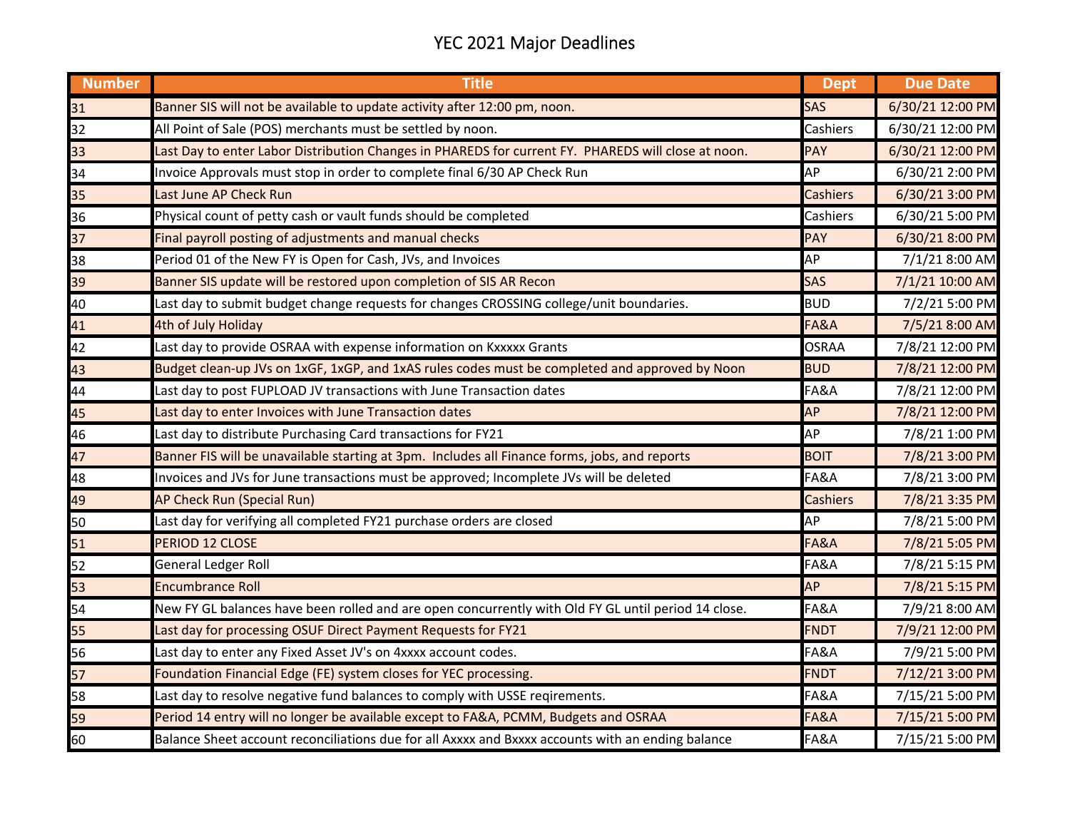# YEC 2021 Major Deadlines

| Number | Title | Dept | Due Date |
|---|---|---|---|
| 31 | Banner SIS will not be available to update activity after 12:00 pm, noon. | SAS | 6/30/21 12:00 PM |
| 32 | All Point of Sale (POS) merchants must be settled by noon. | Cashiers | 6/30/21 12:00 PM |
| 33 | Last Day to enter Labor Distribution Changes in PHAREDS for current FY. PHAREDS will close at noon. | PAY | 6/30/21 12:00 PM |
| 34 | Invoice Approvals must stop in order to complete final 6/30 AP Check Run | AP | 6/30/21 2:00 PM |
| 35 | Last June AP Check Run | Cashiers | 6/30/21 3:00 PM |
| 36 | Physical count of petty cash or vault funds should be completed | Cashiers | 6/30/21 5:00 PM |
| 37 | Final payroll posting of adjustments and manual checks | PAY | 6/30/21 8:00 PM |
| 38 | Period 01 of the New FY is Open for Cash, JVs, and Invoices | AP | 7/1/21 8:00 AM |
| 39 | Banner SIS update will be restored upon completion of SIS AR Recon | SAS | 7/1/21 10:00 AM |
| 40 | Last day to submit budget change requests for changes CROSSING college/unit boundaries. | BUD | 7/2/21 5:00 PM |
| 41 | 4th of July Holiday | FA&A | 7/5/21 8:00 AM |
| 42 | Last day to provide OSRAA with expense information on Kxxxxx Grants | OSRAA | 7/8/21 12:00 PM |
| 43 | Budget clean-up JVs on 1xGF, 1xGP, and 1xAS rules codes must be completed and approved by Noon | BUD | 7/8/21 12:00 PM |
| 44 | Last day to post FUPLOAD JV transactions with June Transaction dates | FA&A | 7/8/21 12:00 PM |
| 45 | Last day to enter Invoices with June Transaction dates | AP | 7/8/21 12:00 PM |
| 46 | Last day to distribute Purchasing Card transactions for FY21 | AP | 7/8/21 1:00 PM |
| 47 | Banner FIS will be unavailable starting at 3pm. Includes all Finance forms, jobs, and reports | BOIT | 7/8/21 3:00 PM |
| 48 | Invoices and JVs for June transactions must be approved; Incomplete JVs will be deleted | FA&A | 7/8/21 3:00 PM |
| 49 | AP Check Run (Special Run) | Cashiers | 7/8/21 3:35 PM |
| 50 | Last day for verifying all completed FY21 purchase orders are closed | AP | 7/8/21 5:00 PM |
| 51 | PERIOD 12 CLOSE | FA&A | 7/8/21 5:05 PM |
| 52 | General Ledger Roll | FA&A | 7/8/21 5:15 PM |
| 53 | Encumbrance Roll | AP | 7/8/21 5:15 PM |
| 54 | New FY GL balances have been rolled and are open concurrently with Old FY GL until period 14 close. | FA&A | 7/9/21 8:00 AM |
| 55 | Last day for processing OSUF Direct Payment Requests for FY21 | FNDT | 7/9/21 12:00 PM |
| 56 | Last day to enter any Fixed Asset JV's on 4xxxx account codes. | FA&A | 7/9/21 5:00 PM |
| 57 | Foundation Financial Edge (FE) system closes for YEC processing. | FNDT | 7/12/21 3:00 PM |
| 58 | Last day to resolve negative fund balances to comply with USSE reqirements. | FA&A | 7/15/21 5:00 PM |
| 59 | Period 14 entry will no longer be available except to FA&A, PCMM, Budgets and OSRAA | FA&A | 7/15/21 5:00 PM |
| 60 | Balance Sheet account reconciliations due for all Axxxx and Bxxxx accounts with an ending balance | FA&A | 7/15/21 5:00 PM |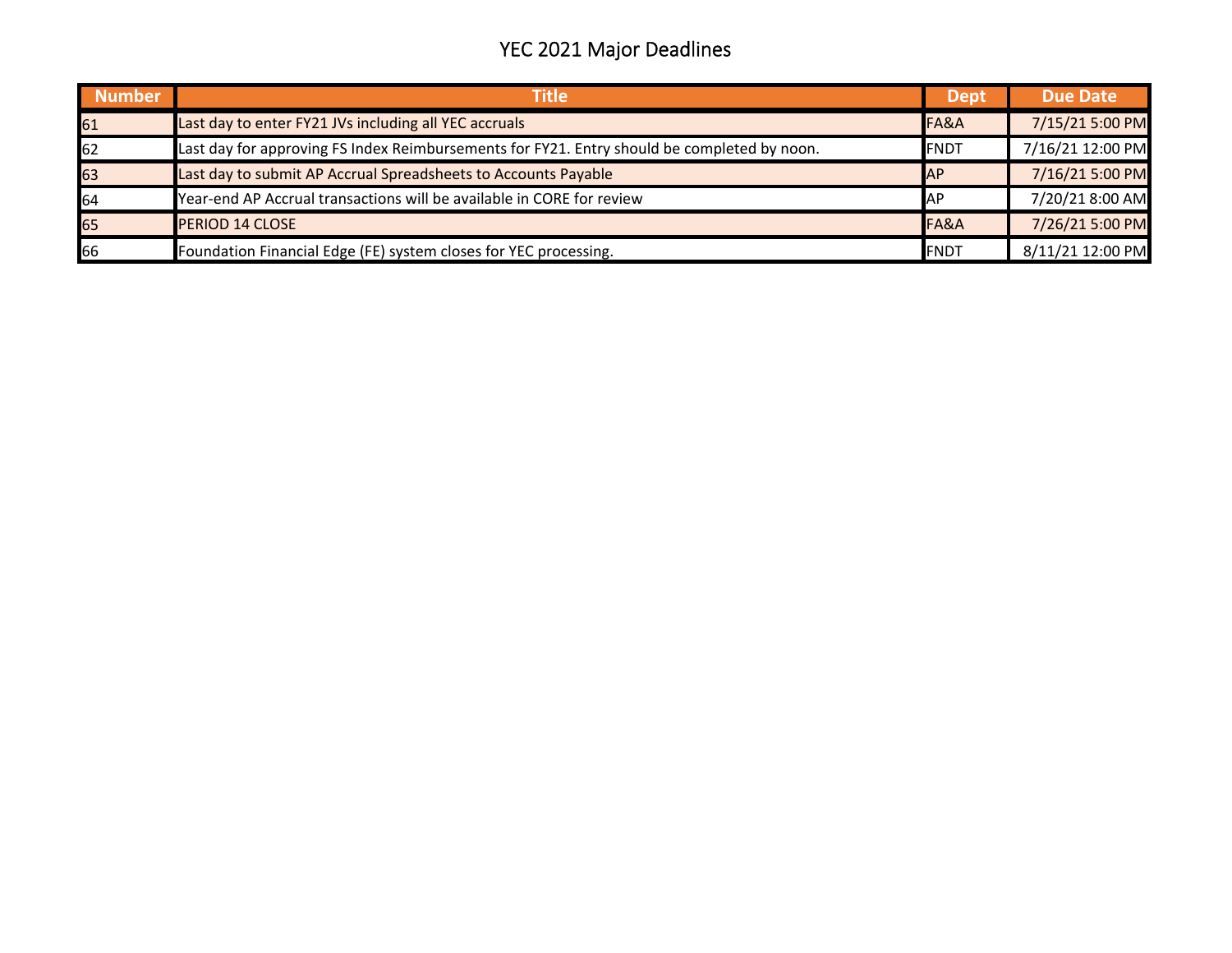# YEC 2021 Major Deadlines

| Number | Title | Dept | Due Date |
|---|---|---|---|
| 61 | Last day to enter FY21 JVs including all YEC accruals | FA&A | 7/15/21 5:00 PM |
| 62 | Last day for approving FS Index Reimbursements for FY21. Entry should be completed by noon. | FNDT | 7/16/21 12:00 PM |
| 63 | Last day to submit AP Accrual Spreadsheets to Accounts Payable | AP | 7/16/21 5:00 PM |
| 64 | Year-end AP Accrual transactions will be available in CORE for review | AP | 7/20/21 8:00 AM |
| 65 | PERIOD 14 CLOSE | FA&A | 7/26/21 5:00 PM |
| 66 | Foundation Financial Edge (FE) system closes for YEC processing. | FNDT | 8/11/21 12:00 PM |